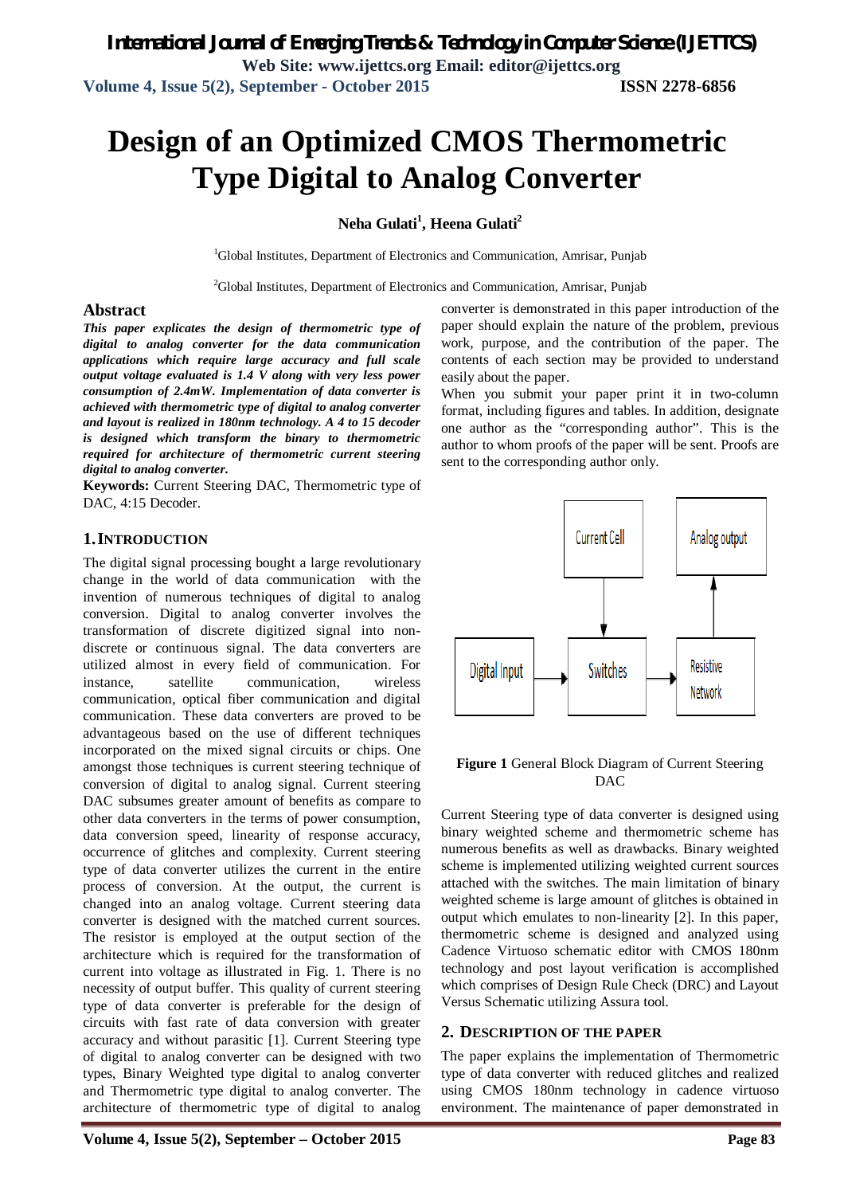# Design of an Optimized CMOS Thermometric Type Digital to Analog Converter

**Neha Gulati[1], Heena Gulati[2]**

[1]Global Institutes, Department of Electronics and Communication, Amrisar, Punjab

[2]Global Institutes, Department of Electronics and Communication, Amrisar, Punjab

## Abstract

***This paper explicates the design of thermometric type of digital to analog converter for the data communication applications which require large accuracy and full scale output voltage evaluated is 1.4 V along with very less power consumption of 2.4mW. Implementation of data converter is achieved with thermometric type of digital to analog converter and layout is realized in 180nm technology. A 4 to 15 decoder is designed which transform the binary to thermometric required for architecture of thermometric current steering digital to analog converter.***

**Keywords:** Current Steering DAC, Thermometric type of DAC, 4:15 Decoder.

## 1. INTRODUCTION

The digital signal processing bought a large revolutionary change in the world of data communication with the invention of numerous techniques of digital to analog conversion. Digital to analog converter involves the transformation of discrete digitized signal into non-discrete or continuous signal. The data converters are utilized almost in every field of communication. For instance, satellite communication, wireless communication, optical fiber communication and digital communication. These data converters are proved to be advantageous based on the use of different techniques incorporated on the mixed signal circuits or chips. One amongst those techniques is current steering technique of conversion of digital to analog signal. Current steering DAC subsumes greater amount of benefits as compare to other data converters in the terms of power consumption, data conversion speed, linearity of response accuracy, occurrence of glitches and complexity. Current steering type of data converter utilizes the current in the entire process of conversion. At the output, the current is changed into an analog voltage. Current steering data converter is designed with the matched current sources. The resistor is employed at the output section of the architecture which is required for the transformation of current into voltage as illustrated in Fig. 1. There is no necessity of output buffer. This quality of current steering type of data converter is preferable for the design of circuits with fast rate of data conversion with greater accuracy and without parasitic [1]. Current Steering type of digital to analog converter can be designed with two types, Binary Weighted type digital to analog converter and Thermometric type digital to analog converter. The architecture of thermometric type of digital to analog converter is demonstrated in this paper introduction of the paper should explain the nature of the problem, previous work, purpose, and the contribution of the paper. The contents of each section may be provided to understand easily about the paper.

When you submit your paper print it in two-column format, including figures and tables. In addition, designate one author as the "corresponding author". This is the author to whom proofs of the paper will be sent. Proofs are sent to the corresponding author only.

**Figure 1** General Block Diagram of Current Steering DAC

Current Steering type of data converter is designed using binary weighted scheme and thermometric scheme has numerous benefits as well as drawbacks. Binary weighted scheme is implemented utilizing weighted current sources attached with the switches. The main limitation of binary weighted scheme is large amount of glitches is obtained in output which emulates to non-linearity [2]. In this paper, thermometric scheme is designed and analyzed using Cadence Virtuoso schematic editor with CMOS 180nm technology and post layout verification is accomplished which comprises of Design Rule Check (DRC) and Layout Versus Schematic utilizing Assura tool.

## 2. DESCRIPTION OF THE PAPER

The paper explains the implementation of Thermometric type of data converter with reduced glitches and realized using CMOS 180nm technology in cadence virtuoso environment. The maintenance of paper demonstrated in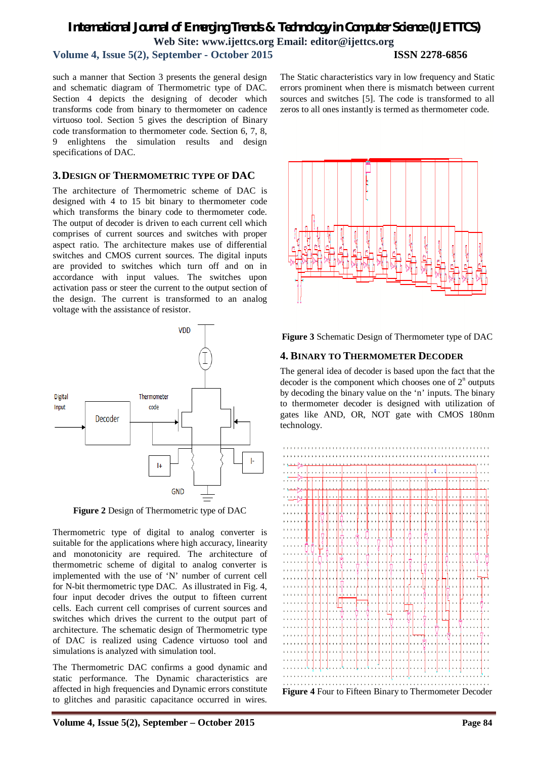such a manner that Section 3 presents the general design and schematic diagram of the Thermometric type of DAC. Section 4 depicts the designing of decoder which transforms code from binary to thermometer on cadence virtuoso tool. Section 5 gives the description of Binary code transformation to thermometer code. Section 6, 7, 8, 9 enlightens the simulation results and design specifications of DAC.

## 3. DESIGN OF THERMOMETRIC TYPE OF DAC

The architecture of Thermometric scheme of DAC is designed with 4 to 15 bit binary to thermometer code which transforms the binary code to thermometer code. The output of decoder is driven to each current cell which comprises of current sources and switches with proper aspect ratio. The architecture makes use of differential switches and CMOS current sources. The digital inputs are provided to switches which turn off and on in accordance with input values. The switches upon activation pass or steer the current to the output section of the design. The current is transformed to an analog voltage with the assistance of resistor.

**Figure 2** Design of Thermometric type of DAC

Thermometric type of digital to analog converter is suitable for the applications where high accuracy, linearity and monotonicity are required. The architecture of thermometric scheme of digital to analog converter is implemented with the use of 'N' number of current cell for N-bit thermometric type DAC. As illustrated in Fig. 4, four input decoder drives the output to fifteen current cells. Each current cell comprises of current sources and switches which drives the current to the output part of architecture. The schematic design of Thermometric type of DAC is realized using Cadence virtuoso tool and simulations is analyzed with simulation tool.

The Thermometric DAC confirms a good dynamic and static performance. The Dynamic characteristics are affected in high frequencies and Dynamic errors constitute to glitches and parasitic capacitance occurred in wires. The Static characteristics vary in low frequency and Static errors prominent when there is mismatch between current sources and switches [5]. The code is transformed to all zeros to all ones instantly is termed as thermometer code.

**Figure 3** Schematic Design of Thermometer type of DAC

## 4. BINARY TO THERMOMETER DECODER

The general idea of decoder is based upon the fact that the decoder is the component which chooses one of $2^n$ outputs by decoding the binary value on the 'n' inputs. The binary to thermometer decoder is designed with utilization of gates like AND, OR, NOT gate with CMOS 180nm technology.

**Figure 4** Four to Fifteen Binary to Thermometer Decoder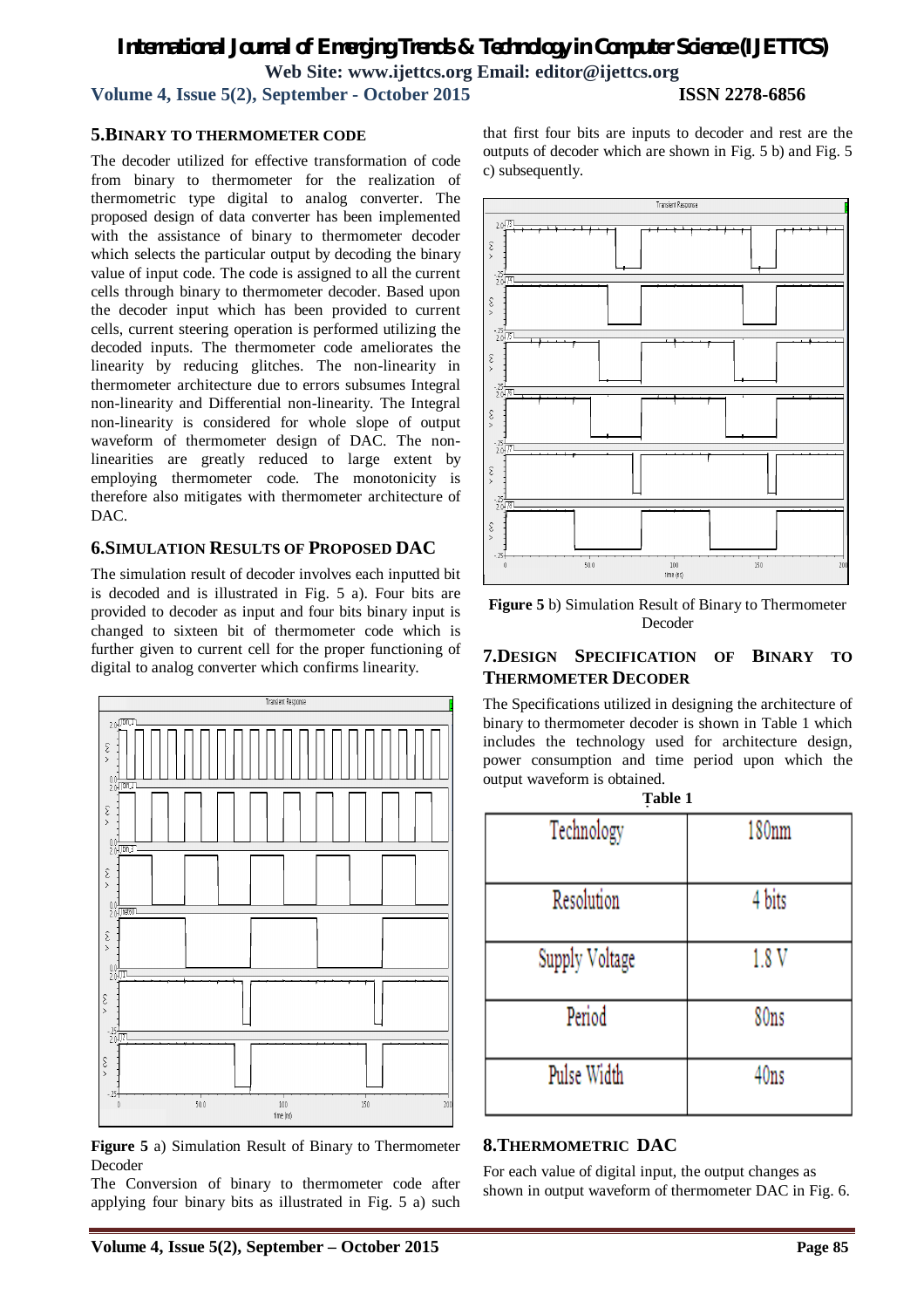## 5.BINARY TO THERMOMETER CODE

The decoder utilized for effective transformation of code from binary to thermometer for the realization of thermometric type digital to analog converter. The proposed design of data converter has been implemented with the assistance of binary to thermometer decoder which selects the particular output by decoding the binary value of input code. The code is assigned to all the current cells through binary to thermometer decoder. Based upon the decoder input which has been provided to current cells, current steering operation is performed utilizing the decoded inputs. The thermometer code ameliorates the linearity by reducing glitches. The non-linearity in thermometer architecture due to errors subsumes Integral non-linearity and Differential non-linearity. The Integral non-linearity is considered for whole slope of output waveform of thermometer design of DAC. The non-linearities are greatly reduced to large extent by employing thermometer code. The monotonicity is therefore also mitigates with thermometer architecture of DAC.

## 6.SIMULATION RESULTS OF PROPOSED DAC

The simulation result of decoder involves each inputted bit is decoded and is illustrated in Fig. 5 a). Four bits are provided to decoder as input and four bits binary input is changed to sixteen bit of thermometer code which is further given to current cell for the proper functioning of digital to analog converter which confirms linearity.

**Figure 5** a) Simulation Result of Binary to Thermometer Decoder

The Conversion of binary to thermometer code after applying four binary bits as illustrated in Fig. 5 a) such that first four bits are inputs to decoder and rest are the outputs of decoder which are shown in Fig. 5 b) and Fig. 5 c) subsequently.

**Figure 5** b) Simulation Result of Binary to Thermometer Decoder

## 7.DESIGN SPECIFICATION OF BINARY TO THERMOMETER DECODER

The Specifications utilized in designing the architecture of binary to thermometer decoder is shown in Table 1 which includes the technology used for architecture design, power consumption and time period upon which the output waveform is obtained.

**Table 1**

| Technology | 180nm |
|---|---|
| Resolution | 4 bits |
| Supply Voltage | 1.8 V |
| Period | 80ns |
| Pulse Width | 40ns |

## 8.THERMOMETRIC DAC

For each value of digital input, the output changes as shown in output waveform of thermometer DAC in Fig. 6.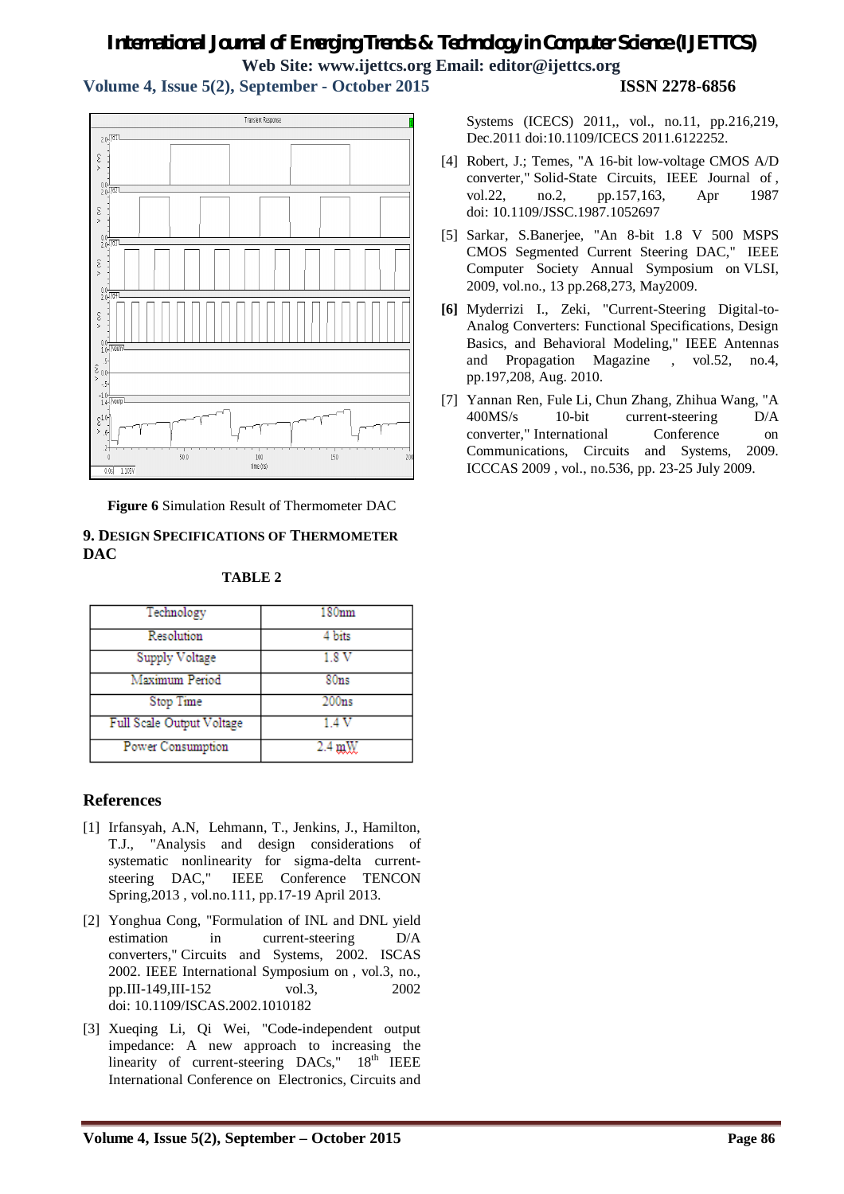Transient Response

Figure 6 Simulation Result of Thermometer DAC

## 9. Design Specifications of Thermometer DAC

**TABLE 2**

| | |
|---|---|
| Technology | 180nm |
| Resolution | 4 bits |
| Supply Voltage | 1.8 V |
| Maximum Period | 80ns |
| Stop Time | 200ns |
| Full Scale Output Voltage | 1.4 V |
| Power Consumption | 2.4 mW |

## References

[1] Irfansyah, A.N, Lehmann, T., Jenkins, J., Hamilton, T.J., "Analysis and design considerations of systematic nonlinearity for sigma-delta current-steering DAC," IEEE Conference TENCON Spring,2013 , vol.no.111, pp.17-19 April 2013.

[2] Yonghua Cong, "Formulation of INL and DNL yield estimation in current-steering D/A converters," Circuits and Systems, 2002. ISCAS 2002. IEEE International Symposium on , vol.3, no., pp.III-149,III-152 vol.3, 2002 doi: 10.1109/ISCAS.2002.1010182

[3] Xueqing Li, Qi Wei, "Code-independent output impedance: A new approach to increasing the linearity of current-steering DACs," 18th IEEE International Conference on Electronics, Circuits and Systems (ICECS) 2011,, vol., no.11, pp.216,219, Dec.2011 doi:10.1109/ICECS 2011.6122252.

[4] Robert, J.; Temes, "A 16-bit low-voltage CMOS A/D converter," Solid-State Circuits, IEEE Journal of , vol.22, no.2, pp.157,163, Apr 1987 doi: 10.1109/JSSC.1987.1052697

[5] Sarkar, S.Banerjee, "An 8-bit 1.8 V 500 MSPS CMOS Segmented Current Steering DAC," IEEE Computer Society Annual Symposium on VLSI, 2009, vol.no., 13 pp.268,273, May2009.

**[6]** Myderrizi I., Zeki, "Current-Steering Digital-to-Analog Converters: Functional Specifications, Design Basics, and Behavioral Modeling," IEEE Antennas and Propagation Magazine , vol.52, no.4, pp.197,208, Aug. 2010.

[7] Yannan Ren, Fule Li, Chun Zhang, Zhihua Wang, "A 400MS/s 10-bit current-steering D/A converter," International Conference on Communications, Circuits and Systems, 2009. ICCCAS 2009 , vol., no.536, pp. 23-25 July 2009.